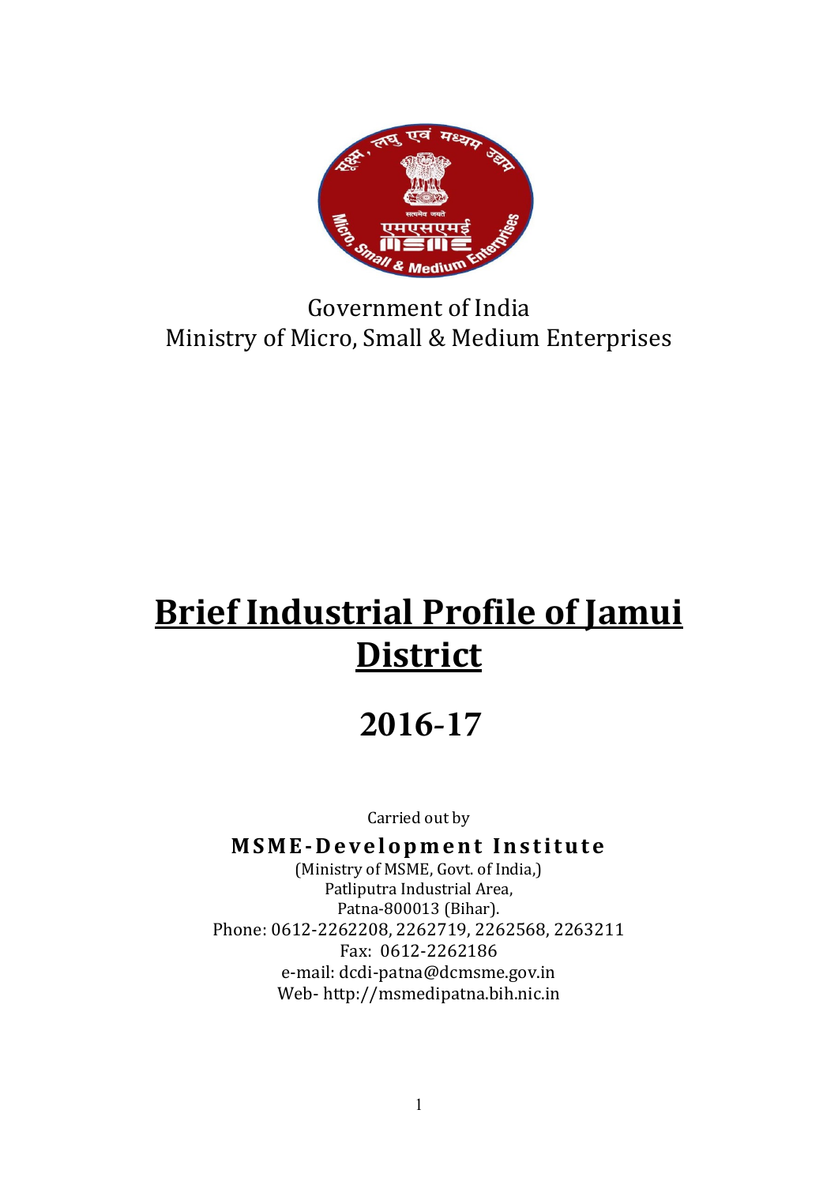Government of India
Ministry of Micro, Small & Medium Enterprises

# Brief Industrial Profile of Jamui District

# 2016-17

Carried out by

**MSME-Development Institute**

(Ministry of MSME, Govt. of India,)
Patliputra Industrial Area,
Patna-800013 (Bihar).
Phone: 0612-2262208, 2262719, 2262568, 2263211
Fax: 0612-2262186
e-mail: dcdi-patna@dcmsme.gov.in
Web- http://msmedipatna.bih.nic.in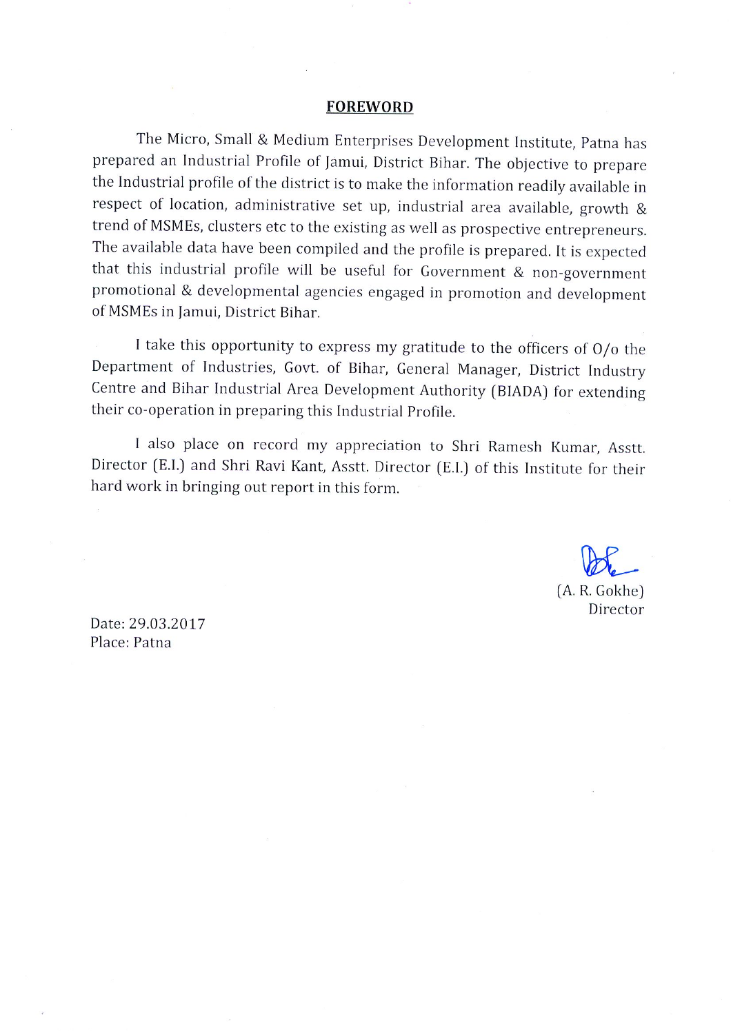## FOREWORD

The Micro, Small & Medium Enterprises Development Institute, Patna has prepared an Industrial Profile of Jamui, District Bihar. The objective to prepare the Industrial profile of the district is to make the information readily available in respect of location, administrative set up, industrial area available, growth & trend of MSMEs, clusters etc to the existing as well as prospective entrepreneurs. The available data have been compiled and the profile is prepared. It is expected that this industrial profile will be useful for Government & non-government promotional & developmental agencies engaged in promotion and development of MSMEs in Jamui, District Bihar.

I take this opportunity to express my gratitude to the officers of O/o the Department of Industries, Govt. of Bihar, General Manager, District Industry Centre and Bihar Industrial Area Development Authority (BIADA) for extending their co-operation in preparing this Industrial Profile.

I also place on record my appreciation to Shri Ramesh Kumar, Asstt. Director (E.I.) and Shri Ravi Kant, Asstt. Director (E.I.) of this Institute for their hard work in bringing out report in this form.

(A. R. Gokhe)
Director

Date: 29.03.2017
Place: Patna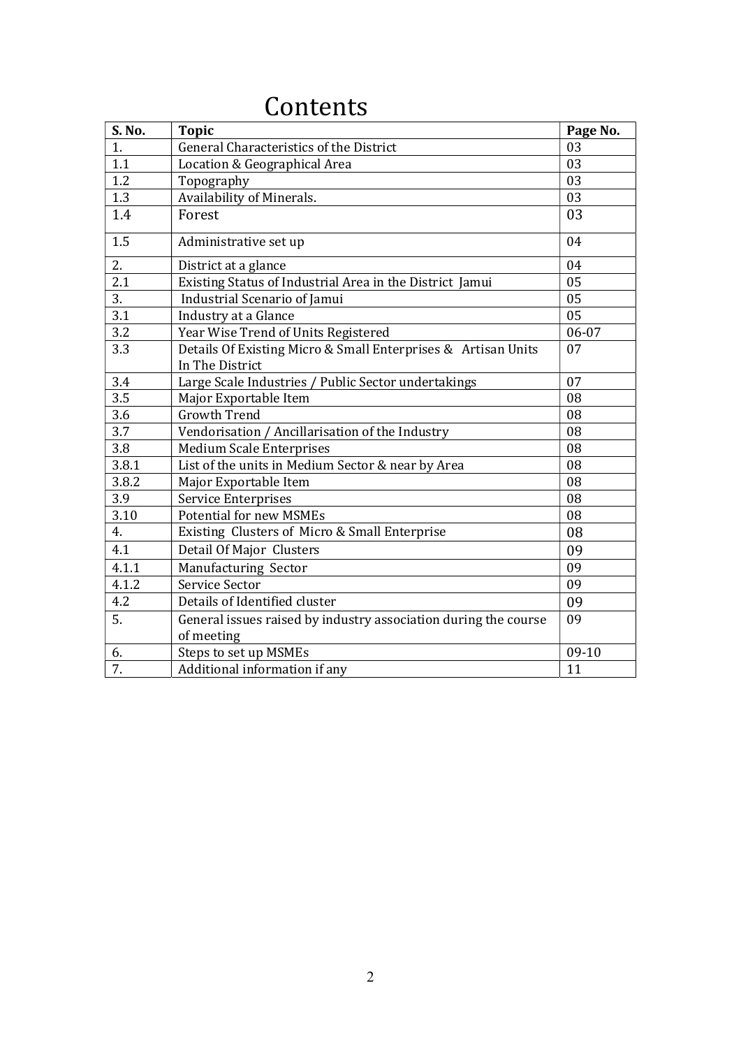# Contents

| S. No. | Topic | Page No. |
|---|---|---|
| 1. | General Characteristics of the District | 03 |
| 1.1 | Location & Geographical Area | 03 |
| 1.2 | Topography | 03 |
| 1.3 | Availability of Minerals. | 03 |
| 1.4 | Forest | 03 |
| 1.5 | Administrative set up | 04 |
| 2. | District at a glance | 04 |
| 2.1 | Existing Status of Industrial Area in the District Jamui | 05 |
| 3. | Industrial Scenario of Jamui | 05 |
| 3.1 | Industry at a Glance | 05 |
| 3.2 | Year Wise Trend of Units Registered | 06-07 |
| 3.3 | Details Of Existing Micro & Small Enterprises & Artisan Units In The District | 07 |
| 3.4 | Large Scale Industries / Public Sector undertakings | 07 |
| 3.5 | Major Exportable Item | 08 |
| 3.6 | Growth Trend | 08 |
| 3.7 | Vendorisation / Ancillarisation of the Industry | 08 |
| 3.8 | Medium Scale Enterprises | 08 |
| 3.8.1 | List of the units in Medium Sector & near by Area | 08 |
| 3.8.2 | Major Exportable Item | 08 |
| 3.9 | Service Enterprises | 08 |
| 3.10 | Potential for new MSMEs | 08 |
| 4. | Existing Clusters of Micro & Small Enterprise | 08 |
| 4.1 | Detail Of Major Clusters | 09 |
| 4.1.1 | Manufacturing Sector | 09 |
| 4.1.2 | Service Sector | 09 |
| 4.2 | Details of Identified cluster | 09 |
| 5. | General issues raised by industry association during the course of meeting | 09 |
| 6. | Steps to set up MSMEs | 09-10 |
| 7. | Additional information if any | 11 |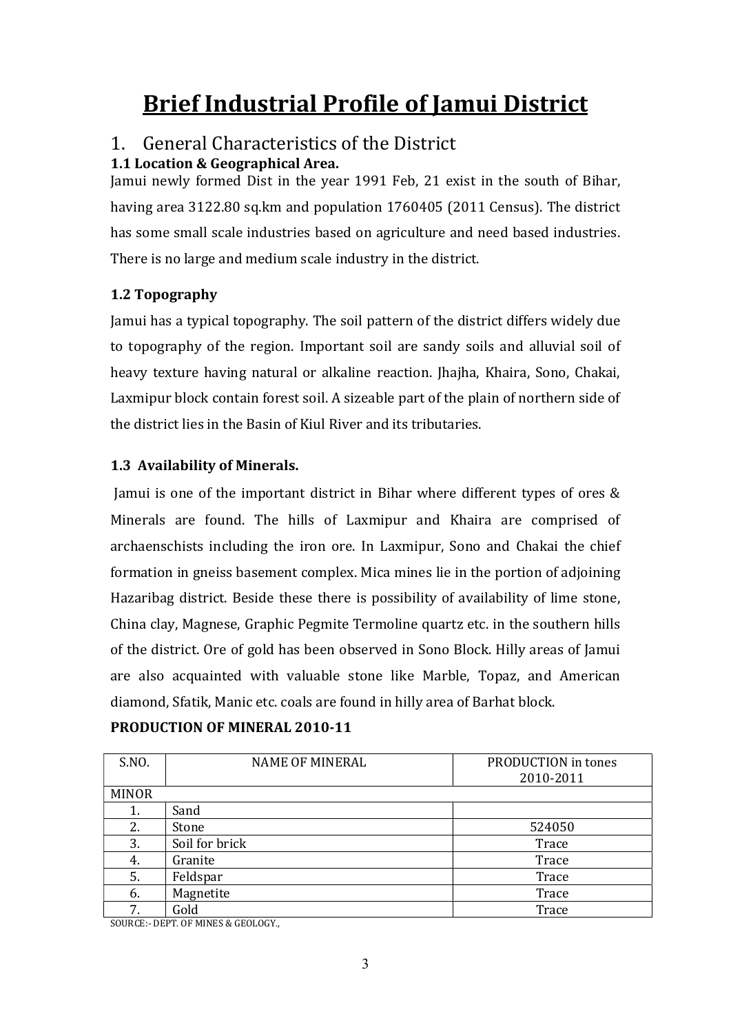# Brief Industrial Profile of Jamui District

## 1. General Characteristics of the District

### 1.1 Location & Geographical Area.

Jamui newly formed Dist in the year 1991 Feb, 21 exist in the south of Bihar, having area 3122.80 sq.km and population 1760405 (2011 Census). The district has some small scale industries based on agriculture and need based industries. There is no large and medium scale industry in the district.

### 1.2 Topography

Jamui has a typical topography. The soil pattern of the district differs widely due to topography of the region. Important soil are sandy soils and alluvial soil of heavy texture having natural or alkaline reaction. Jhajha, Khaira, Sono, Chakai, Laxmipur block contain forest soil. A sizeable part of the plain of northern side of the district lies in the Basin of Kiul River and its tributaries.

### 1.3 Availability of Minerals.

Jamui is one of the important district in Bihar where different types of ores & Minerals are found. The hills of Laxmipur and Khaira are comprised of archaenschists including the iron ore. In Laxmipur, Sono and Chakai the chief formation in gneiss basement complex. Mica mines lie in the portion of adjoining Hazaribag district. Beside these there is possibility of availability of lime stone, China clay, Magnese, Graphic Pegmite Termoline quartz etc. in the southern hills of the district. Ore of gold has been observed in Sono Block. Hilly areas of Jamui are also acquainted with valuable stone like Marble, Topaz, and American diamond, Sfatik, Manic etc. coals are found in hilly area of Barhat block.

**PRODUCTION OF MINERAL 2010-11**

| S.NO. | NAME OF MINERAL | PRODUCTION in tones 2010-2011 |
|---|---|---|
| MINOR | | |
| 1. | Sand | |
| 2. | Stone | 524050 |
| 3. | Soil for brick | Trace |
| 4. | Granite | Trace |
| 5. | Feldspar | Trace |
| 6. | Magnetite | Trace |
| 7. | Gold | Trace |

SOURCE:- DEPT. OF MINES & GEOLOGY.,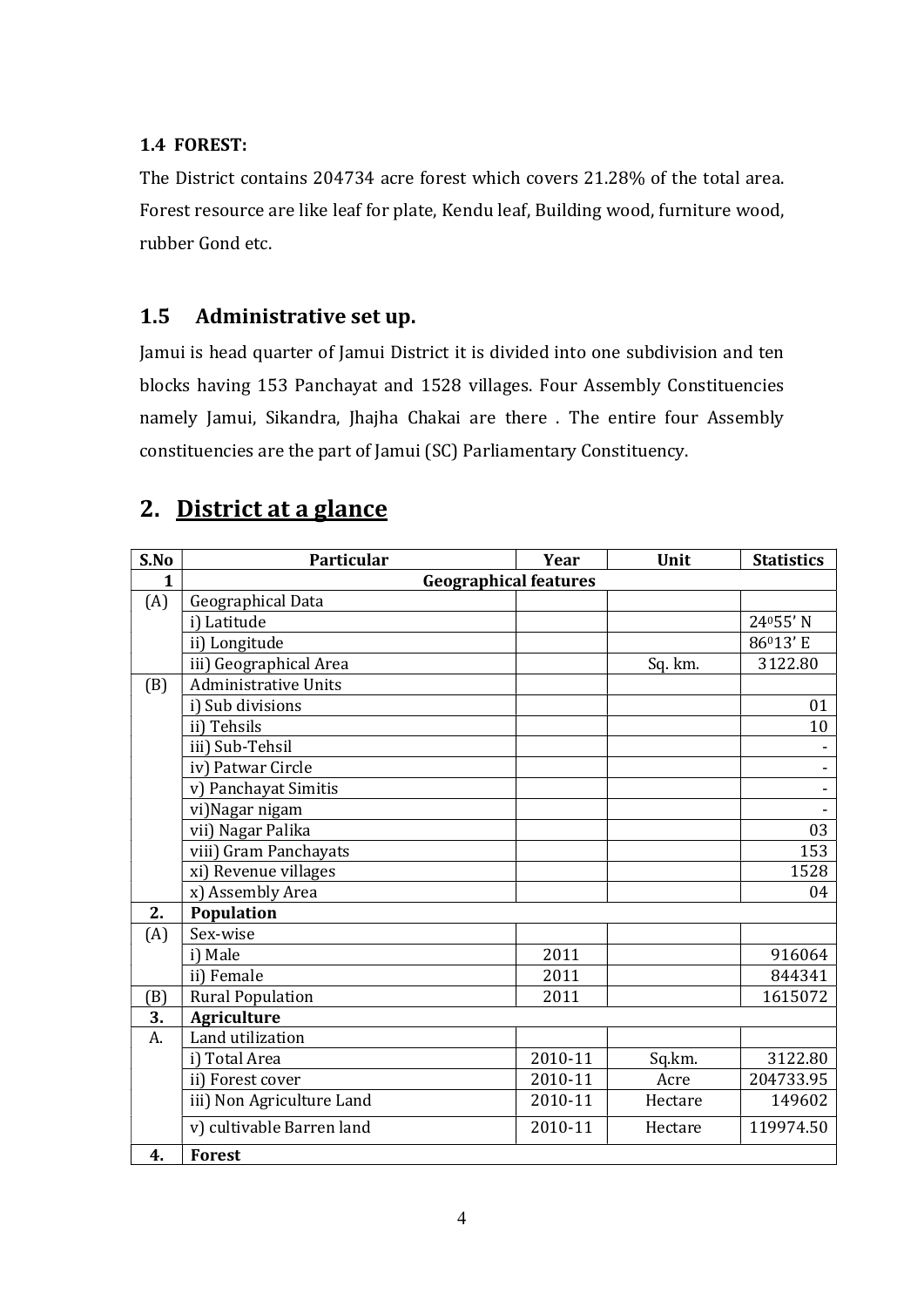### 1.4 FOREST:

The District contains 204734 acre forest which covers 21.28% of the total area. Forest resource are like leaf for plate, Kendu leaf, Building wood, furniture wood, rubber Gond etc.

## 1.5 Administrative set up.

Jamui is head quarter of Jamui District it is divided into one subdivision and ten blocks having 153 Panchayat and 1528 villages. Four Assembly Constituencies namely Jamui, Sikandra, Jhajha Chakai are there . The entire four Assembly constituencies are the part of Jamui (SC) Parliamentary Constituency.

# 2. District at a glance

| S.No | Particular | Year | Unit | Statistics |
|---|---|---|---|---|
| 1 | Geographical features | | | |
| (A) | Geographical Data | | | |
| | i) Latitude | | | $24^0 55'$ N |
| | ii) Longitude | | | $86^0 13'$ E |
| | iii) Geographical Area | | Sq. km. | 3122.80 |
| (B) | Administrative Units | | | |
| | i) Sub divisions | | | 01 |
| | ii) Tehsils | | | 10 |
| | iii) Sub-Tehsil | | | - |
| | iv) Patwar Circle | | | - |
| | v) Panchayat Simitis | | | - |
| | vi)Nagar nigam | | | - |
| | vii) Nagar Palika | | | 03 |
| | viii) Gram Panchayats | | | 153 |
| | xi) Revenue villages | | | 1528 |
| | x) Assembly Area | | | 04 |
| 2. | Population | | | |
| (A) | Sex-wise | | | |
| | i) Male | 2011 | | 916064 |
| | ii) Female | 2011 | | 844341 |
| (B) | Rural Population | 2011 | | 1615072 |
| 3. | Agriculture | | | |
| A. | Land utilization | | | |
| | i) Total Area | 2010-11 | Sq.km. | 3122.80 |
| | ii) Forest cover | 2010-11 | Acre | 204733.95 |
| | iii) Non Agriculture Land | 2010-11 | Hectare | 149602 |
| | v) cultivable Barren land | 2010-11 | Hectare | 119974.50 |
| 4. | Forest | | | |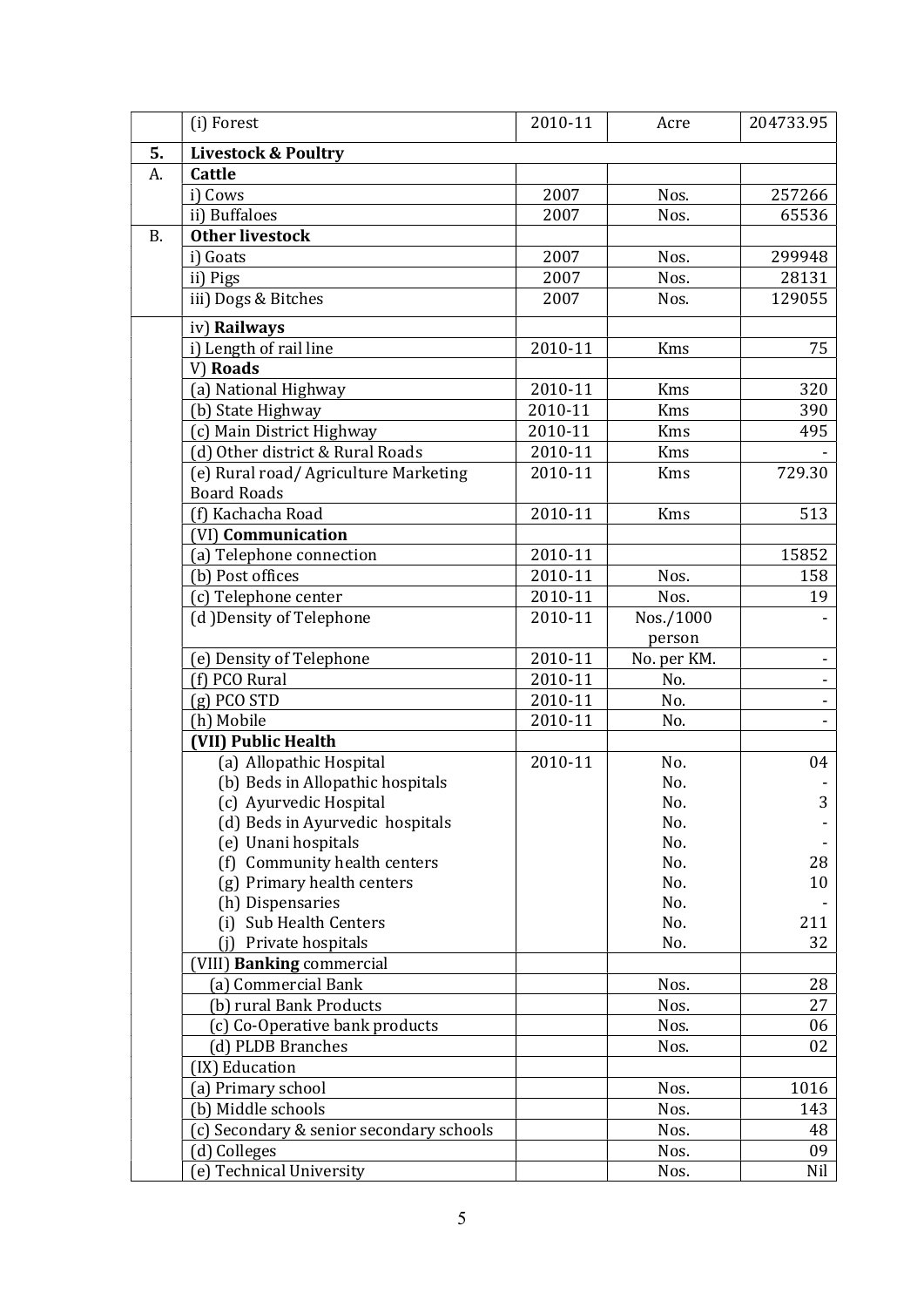|  | (i) Forest | 2010-11 | Acre | 204733.95 |
|---|---|---|---|---|
| 5. | **Livestock & Poultry** | | | |
| A. | **Cattle** | | | |
|  | i) Cows | 2007 | Nos. | 257266 |
|  | ii) Buffaloes | 2007 | Nos. | 65536 |
| B. | **Other livestock** | | | |
|  | i) Goats | 2007 | Nos. | 299948 |
|  | ii) Pigs | 2007 | Nos. | 28131 |
|  | iii) Dogs & Bitches | 2007 | Nos. | 129055 |
|  | iv) **Railways** | | | |
|  | i) Length of rail line | 2010-11 | Kms | 75 |
|  | V) **Roads** | | | |
|  | (a) National Highway | 2010-11 | Kms | 320 |
|  | (b) State Highway | 2010-11 | Kms | 390 |
|  | (c) Main District Highway | 2010-11 | Kms | 495 |
|  | (d) Other district & Rural Roads | 2010-11 | Kms | - |
|  | (e) Rural road/ Agriculture Marketing Board Roads | 2010-11 | Kms | 729.30 |
|  | (f) Kachacha Road | 2010-11 | Kms | 513 |
|  | (VI) **Communication** | | | |
|  | (a) Telephone connection | 2010-11 | | 15852 |
|  | (b) Post offices | 2010-11 | Nos. | 158 |
|  | (c) Telephone center | 2010-11 | Nos. | 19 |
|  | (d )Density of Telephone | 2010-11 | Nos./1000 person | - |
|  | (e) Density of Telephone | 2010-11 | No. per KM. | - |
|  | (f) PCO Rural | 2010-11 | No. | - |
|  | (g) PCO STD | 2010-11 | No. | - |
|  | (h) Mobile | 2010-11 | No. | - |
|  | **(VII) Public Health** | | | |
|  | (a) Allopathic Hospital | 2010-11 | No. | 04 |
|  | (b) Beds in Allopathic hospitals | | No. | - |
|  | (c) Ayurvedic Hospital | | No. | 3 |
|  | (d) Beds in Ayurvedic hospitals | | No. | - |
|  | (e) Unani hospitals | | No. | - |
|  | (f) Community health centers | | No. | 28 |
|  | (g) Primary health centers | | No. | 10 |
|  | (h) Dispensaries | | No. | - |
|  | (i) Sub Health Centers | | No. | 211 |
|  | (j) Private hospitals | | No. | 32 |
|  | (VIII) **Banking** commercial | | | |
|  | (a) Commercial Bank | | Nos. | 28 |
|  | (b) rural Bank Products | | Nos. | 27 |
|  | (c) Co-Operative bank products | | Nos. | 06 |
|  | (d) PLDB Branches | | Nos. | 02 |
|  | (IX) Education | | | |
|  | (a) Primary school | | Nos. | 1016 |
|  | (b) Middle schools | | Nos. | 143 |
|  | (c) Secondary & senior secondary schools | | Nos. | 48 |
|  | (d) Colleges | | Nos. | 09 |
|  | (e) Technical University | | Nos. | Nil |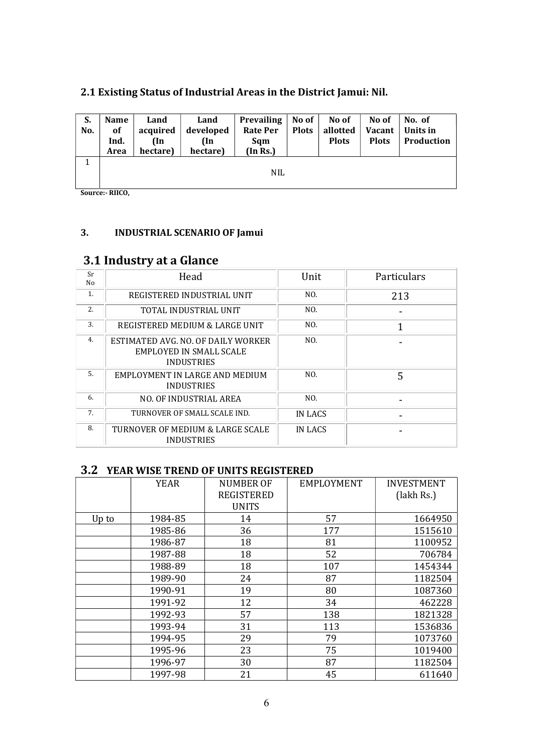## 2.1 Existing Status of Industrial Areas in the District Jamui: Nil.

| S. No. | Name of Ind. Area | Land acquired (In hectare) | Land developed (In hectare) | Prevailing Rate Per Sqm (In Rs.) | No of Plots | No of allotted Plots | No of Vacant Plots | No. of Units in Production |
|---|---|---|---|---|---|---|---|---|
| 1 | NIL | | | | | | | |

**Source:- RIICO,**

### 3. INDUSTRIAL SCENARIO OF Jamui

## 3.1 Industry at a Glance

| Sr No | Head | Unit | Particulars |
|---|---|---|---|
| 1. | REGISTERED INDUSTRIAL UNIT | NO. | 213 |
| 2. | TOTAL INDUSTRIAL UNIT | NO. | - |
| 3. | REGISTERED MEDIUM & LARGE UNIT | NO. | 1 |
| 4. | ESTIMATED AVG. NO. OF DAILY WORKER EMPLOYED IN SMALL SCALE INDUSTRIES | NO. | - |
| 5. | EMPLOYMENT IN LARGE AND MEDIUM INDUSTRIES | NO. | 5 |
| 6. | NO. OF INDUSTRIAL AREA | NO. | - |
| 7. | TURNOVER OF SMALL SCALE IND. | IN LACS | - |
| 8. | TURNOVER OF MEDIUM & LARGE SCALE INDUSTRIES | IN LACS | - |

## 3.2 YEAR WISE TREND OF UNITS REGISTERED

| | YEAR | NUMBER OF REGISTERED UNITS | EMPLOYMENT | INVESTMENT (lakh Rs.) |
|---|---|---|---|---|
| Up to | 1984-85 | 14 | 57 | 1664950 |
| | 1985-86 | 36 | 177 | 1515610 |
| | 1986-87 | 18 | 81 | 1100952 |
| | 1987-88 | 18 | 52 | 706784 |
| | 1988-89 | 18 | 107 | 1454344 |
| | 1989-90 | 24 | 87 | 1182504 |
| | 1990-91 | 19 | 80 | 1087360 |
| | 1991-92 | 12 | 34 | 462228 |
| | 1992-93 | 57 | 138 | 1821328 |
| | 1993-94 | 31 | 113 | 1536836 |
| | 1994-95 | 29 | 79 | 1073760 |
| | 1995-96 | 23 | 75 | 1019400 |
| | 1996-97 | 30 | 87 | 1182504 |
| | 1997-98 | 21 | 45 | 611640 |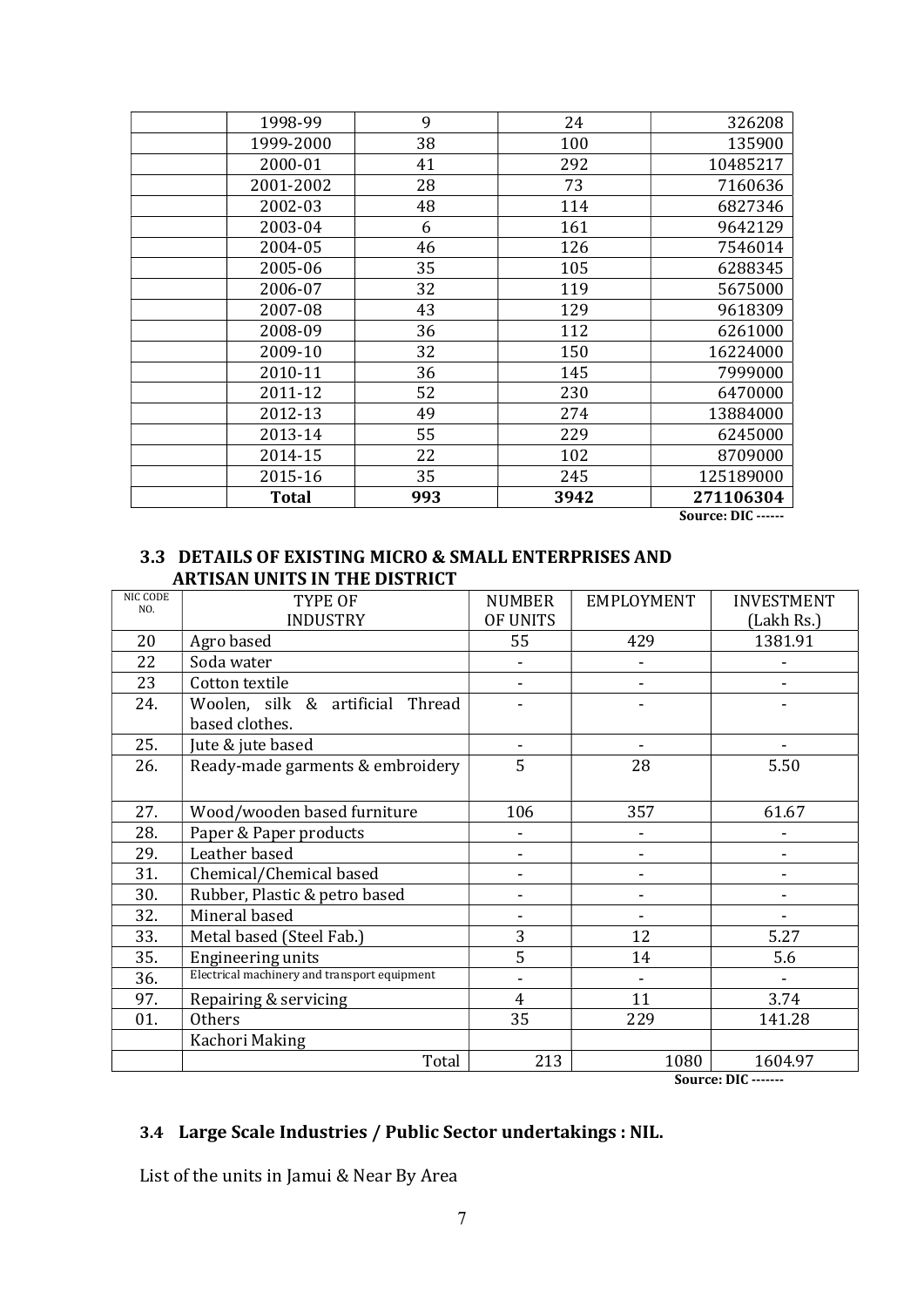| | | | | |
|---|---|---|---|---|
| | 1998-99 | 9 | 24 | 326208 |
| | 1999-2000 | 38 | 100 | 135900 |
| | 2000-01 | 41 | 292 | 10485217 |
| | 2001-2002 | 28 | 73 | 7160636 |
| | 2002-03 | 48 | 114 | 6827346 |
| | 2003-04 | 6 | 161 | 9642129 |
| | 2004-05 | 46 | 126 | 7546014 |
| | 2005-06 | 35 | 105 | 6288345 |
| | 2006-07 | 32 | 119 | 5675000 |
| | 2007-08 | 43 | 129 | 9618309 |
| | 2008-09 | 36 | 112 | 6261000 |
| | 2009-10 | 32 | 150 | 16224000 |
| | 2010-11 | 36 | 145 | 7999000 |
| | 2011-12 | 52 | 230 | 6470000 |
| | 2012-13 | 49 | 274 | 13884000 |
| | 2013-14 | 55 | 229 | 6245000 |
| | 2014-15 | 22 | 102 | 8709000 |
| | 2015-16 | 35 | 245 | 125189000 |
| | **Total** | **993** | **3942** | **271106304** |

**Source: DIC ------**

### 3.3 DETAILS OF EXISTING MICRO & SMALL ENTERPRISES AND ARTISAN UNITS IN THE DISTRICT

| NIC CODE NO. | TYPE OF INDUSTRY | NUMBER OF UNITS | EMPLOYMENT | INVESTMENT (Lakh Rs.) |
|---|---|---|---|---|
| 20 | Agro based | 55 | 429 | 1381.91 |
| 22 | Soda water | - | - | - |
| 23 | Cotton textile | - | - | - |
| 24. | Woolen, silk & artificial Thread based clothes. | - | - | - |
| 25. | Jute & jute based | - | - | - |
| 26. | Ready-made garments & embroidery | 5 | 28 | 5.50 |
| 27. | Wood/wooden based furniture | 106 | 357 | 61.67 |
| 28. | Paper & Paper products | - | - | - |
| 29. | Leather based | - | - | - |
| 31. | Chemical/Chemical based | - | - | - |
| 30. | Rubber, Plastic & petro based | - | - | - |
| 32. | Mineral based | - | - | - |
| 33. | Metal based (Steel Fab.) | 3 | 12 | 5.27 |
| 35. | Engineering units | 5 | 14 | 5.6 |
| 36. | Electrical machinery and transport equipment | - | - | - |
| 97. | Repairing & servicing | 4 | 11 | 3.74 |
| 01. | Others | 35 | 229 | 141.28 |
| | Kachori Making | | | |
| | Total | 213 | 1080 | 1604.97 |

**Source: DIC -------**

### 3.4 Large Scale Industries / Public Sector undertakings : NIL.

List of the units in Jamui & Near By Area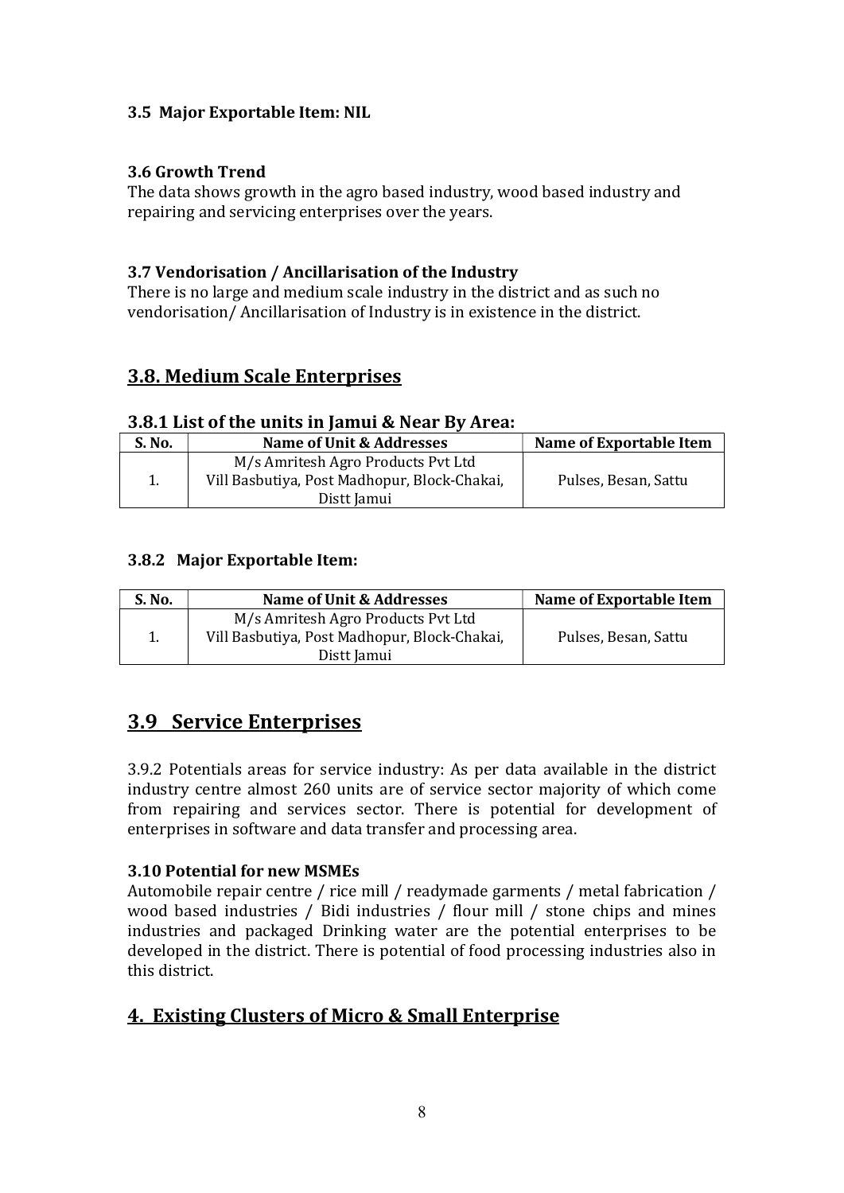### 3.5 Major Exportable Item: NIL

### 3.6 Growth Trend

The data shows growth in the agro based industry, wood based industry and repairing and servicing enterprises over the years.

### 3.7 Vendorisation / Ancillarisation of the Industry

There is no large and medium scale industry in the district and as such no vendorisation/ Ancillarisation of Industry is in existence in the district.

## 3.8. Medium Scale Enterprises

### 3.8.1 List of the units in Jamui & Near By Area:

| S. No. | Name of Unit & Addresses | Name of Exportable Item |
|---|---|---|
| 1. | M/s Amritesh Agro Products Pvt Ltd Vill Basbutiya, Post Madhopur, Block-Chakai, Distt Jamui | Pulses, Besan, Sattu |

### 3.8.2 Major Exportable Item:

| S. No. | Name of Unit & Addresses | Name of Exportable Item |
|---|---|---|
| 1. | M/s Amritesh Agro Products Pvt Ltd Vill Basbutiya, Post Madhopur, Block-Chakai, Distt Jamui | Pulses, Besan, Sattu |

## 3.9 Service Enterprises

3.9.2 Potentials areas for service industry: As per data available in the district industry centre almost 260 units are of service sector majority of which come from repairing and services sector. There is potential for development of enterprises in software and data transfer and processing area.

### 3.10 Potential for new MSMEs

Automobile repair centre / rice mill / readymade garments / metal fabrication / wood based industries / Bidi industries / flour mill / stone chips and mines industries and packaged Drinking water are the potential enterprises to be developed in the district. There is potential of food processing industries also in this district.

## 4. Existing Clusters of Micro & Small Enterprise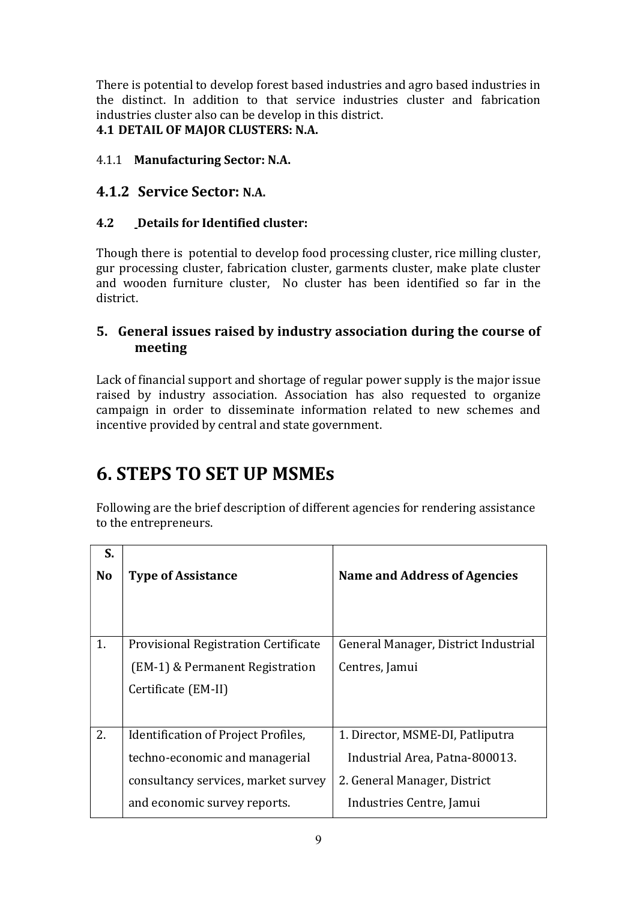There is potential to develop forest based industries and agro based industries in the distinct. In addition to that service industries cluster and fabrication industries cluster also can be develop in this district.

**4.1 DETAIL OF MAJOR CLUSTERS: N.A.**

4.1.1 **Manufacturing Sector: N.A.**

### 4.1.2 Service Sector: N.A.

#### 4.2 Details for Identified cluster:

Though there is potential to develop food processing cluster, rice milling cluster, gur processing cluster, fabrication cluster, garments cluster, make plate cluster and wooden furniture cluster, No cluster has been identified so far in the district.

### 5. General issues raised by industry association during the course of meeting

Lack of financial support and shortage of regular power supply is the major issue raised by industry association. Association has also requested to organize campaign in order to disseminate information related to new schemes and incentive provided by central and state government.

# 6. STEPS TO SET UP MSMEs

Following are the brief description of different agencies for rendering assistance to the entrepreneurs.

| S. No | Type of Assistance | Name and Address of Agencies |
|---|---|---|
| 1. | Provisional Registration Certificate (EM-1) & Permanent Registration Certificate (EM-II) | General Manager, District Industrial Centres, Jamui |
| 2. | Identification of Project Profiles, techno-economic and managerial consultancy services, market survey and economic survey reports. | 1. Director, MSME-DI, Patliputra Industrial Area, Patna-800013.<br>2. General Manager, District Industries Centre, Jamui |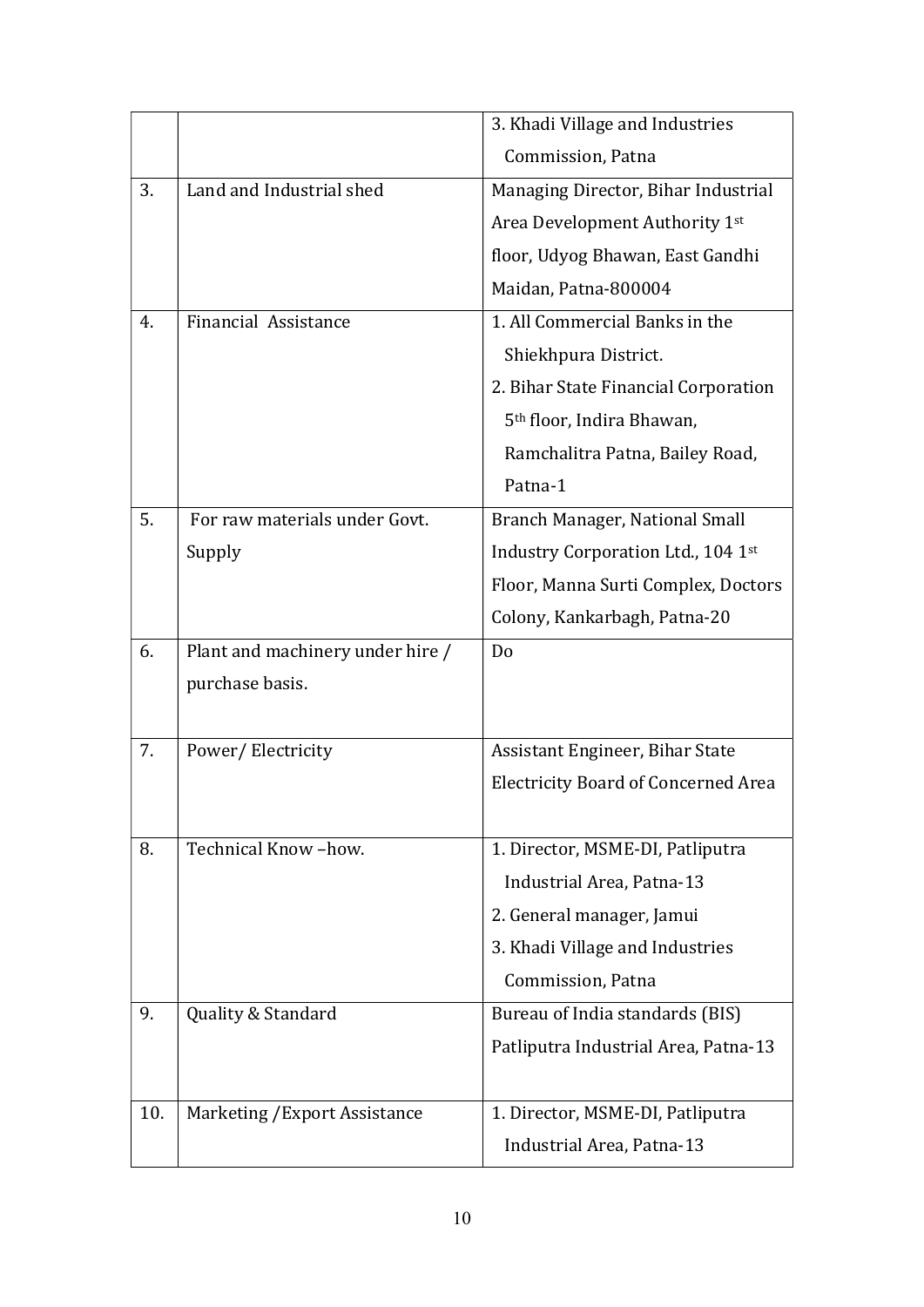| | | |
|---|---|---|
| | | 3. Khadi Village and Industries Commission, Patna |
| 3. | Land and Industrial shed | Managing Director, Bihar Industrial Area Development Authority 1st floor, Udyog Bhawan, East Gandhi Maidan, Patna-800004 |
| 4. | Financial Assistance | 1. All Commercial Banks in the Shiekhpura District.<br>2. Bihar State Financial Corporation 5th floor, Indira Bhawan, Ramchalitra Patna, Bailey Road, Patna-1 |
| 5. | For raw materials under Govt. Supply | Branch Manager, National Small Industry Corporation Ltd., 104 1st Floor, Manna Surti Complex, Doctors Colony, Kankarbagh, Patna-20 |
| 6. | Plant and machinery under hire / purchase basis. | Do |
| 7. | Power/ Electricity | Assistant Engineer, Bihar State Electricity Board of Concerned Area |
| 8. | Technical Know –how. | 1. Director, MSME-DI, Patliputra Industrial Area, Patna-13<br>2. General manager, Jamui<br>3. Khadi Village and Industries Commission, Patna |
| 9. | Quality & Standard | Bureau of India standards (BIS) Patliputra Industrial Area, Patna-13 |
| 10. | Marketing /Export Assistance | 1. Director, MSME-DI, Patliputra Industrial Area, Patna-13 |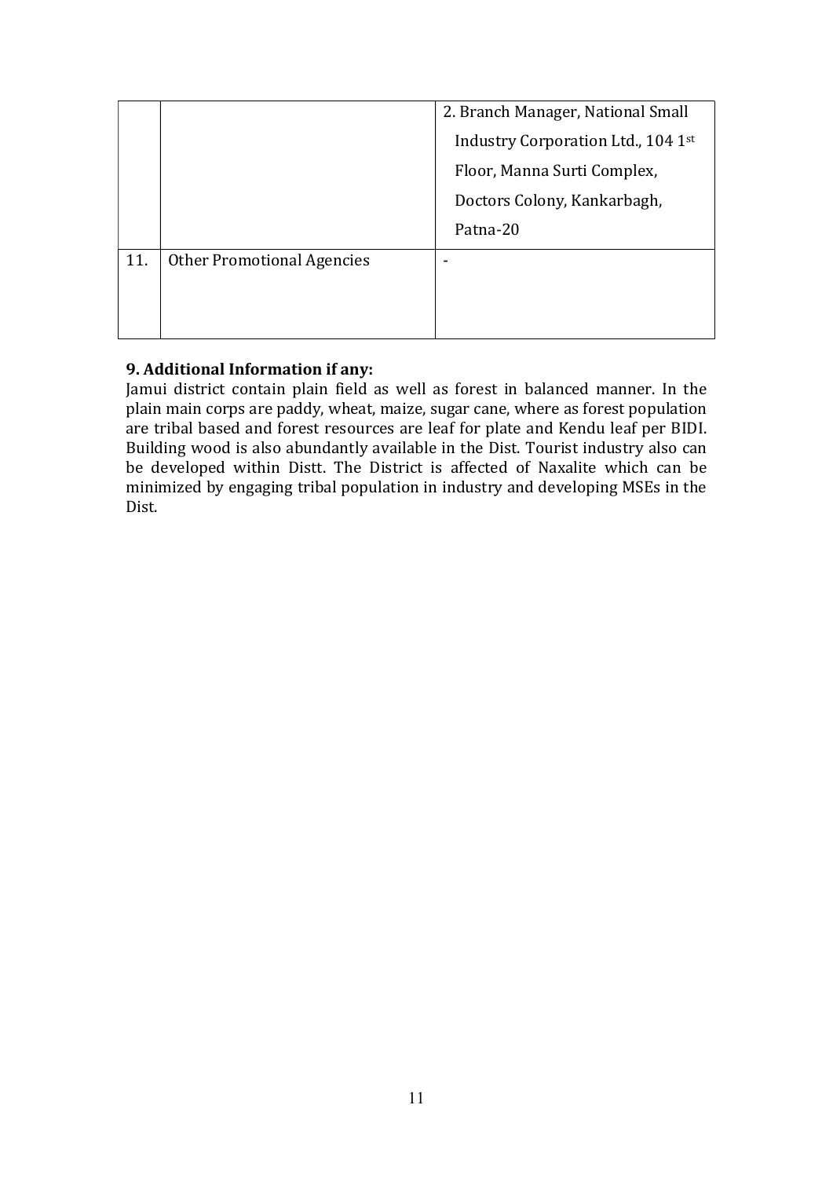| | | |
|---|---|---|
| | | 2. Branch Manager, National Small Industry Corporation Ltd., 104 1st Floor, Manna Surti Complex, Doctors Colony, Kankarbagh, Patna-20 |
| 11. | Other Promotional Agencies | - |

**9. Additional Information if any:**

Jamui district contain plain field as well as forest in balanced manner. In the plain main corps are paddy, wheat, maize, sugar cane, where as forest population are tribal based and forest resources are leaf for plate and Kendu leaf per BIDI. Building wood is also abundantly available in the Dist. Tourist industry also can be developed within Distt. The District is affected of Naxalite which can be minimized by engaging tribal population in industry and developing MSEs in the Dist.